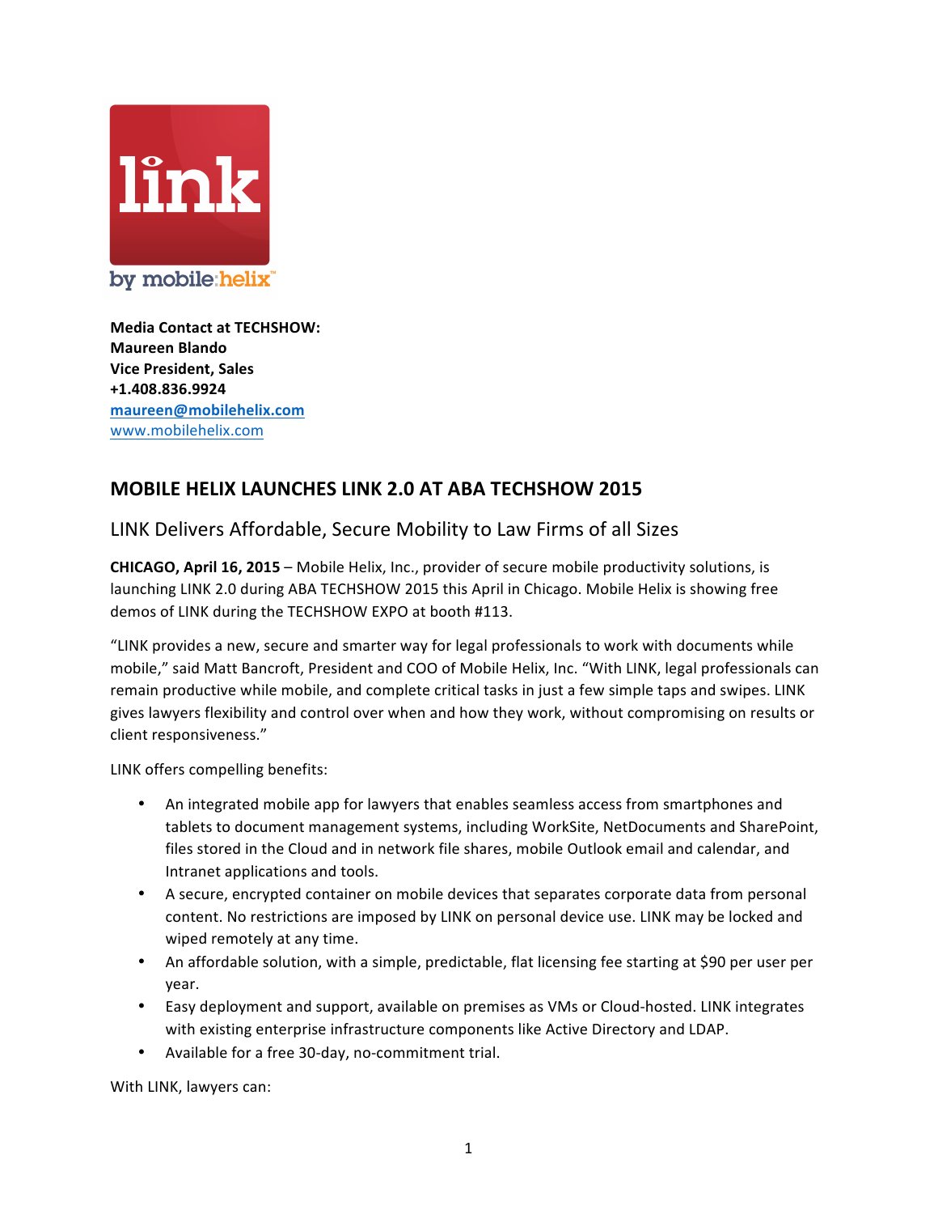**Media Contact at TECHSHOW:**
**Maureen Blando**
**Vice President, Sales**
**+1.408.836.9924**
**[maureen@mobilehelix.com](mailto:maureen@mobilehelix.com)**
[www.mobilehelix.com](http://www.mobilehelix.com)

## MOBILE HELIX LAUNCHES LINK 2.0 AT ABA TECHSHOW 2015

### LINK Delivers Affordable, Secure Mobility to Law Firms of all Sizes

**CHICAGO, April 16, 2015** – Mobile Helix, Inc., provider of secure mobile productivity solutions, is launching LINK 2.0 during ABA TECHSHOW 2015 this April in Chicago. Mobile Helix is showing free demos of LINK during the TECHSHOW EXPO at booth #113.

"LINK provides a new, secure and smarter way for legal professionals to work with documents while mobile," said Matt Bancroft, President and COO of Mobile Helix, Inc. "With LINK, legal professionals can remain productive while mobile, and complete critical tasks in just a few simple taps and swipes. LINK gives lawyers flexibility and control over when and how they work, without compromising on results or client responsiveness."

LINK offers compelling benefits:

- An integrated mobile app for lawyers that enables seamless access from smartphones and tablets to document management systems, including WorkSite, NetDocuments and SharePoint, files stored in the Cloud and in network file shares, mobile Outlook email and calendar, and Intranet applications and tools.
- A secure, encrypted container on mobile devices that separates corporate data from personal content. No restrictions are imposed by LINK on personal device use. LINK may be locked and wiped remotely at any time.
- An affordable solution, with a simple, predictable, flat licensing fee starting at $90 per user per year.
- Easy deployment and support, available on premises as VMs or Cloud-hosted. LINK integrates with existing enterprise infrastructure components like Active Directory and LDAP.
- Available for a free 30-day, no-commitment trial.

With LINK, lawyers can: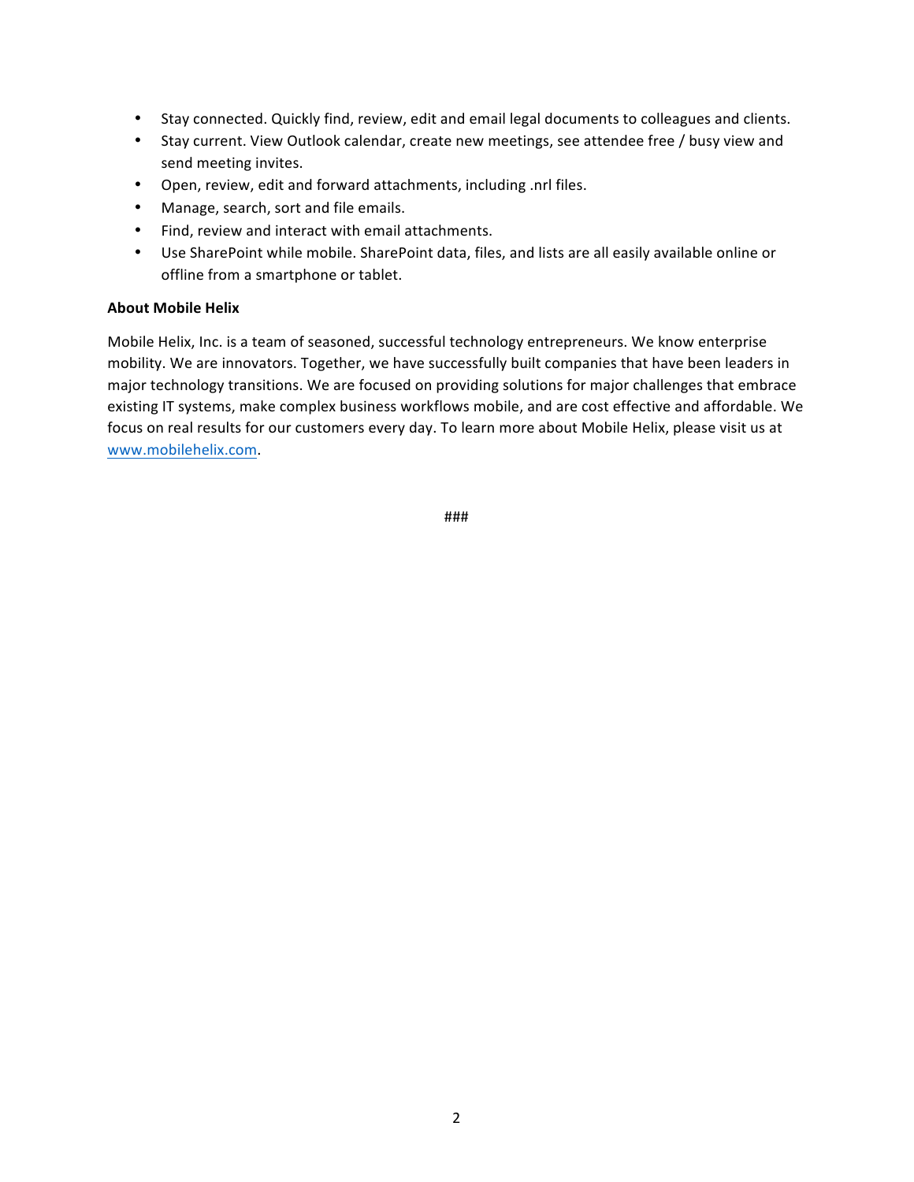- Stay connected. Quickly find, review, edit and email legal documents to colleagues and clients.
- Stay current. View Outlook calendar, create new meetings, see attendee free / busy view and send meeting invites.
- Open, review, edit and forward attachments, including .nrl files.
- Manage, search, sort and file emails.
- Find, review and interact with email attachments.
- Use SharePoint while mobile. SharePoint data, files, and lists are all easily available online or offline from a smartphone or tablet.

**About Mobile Helix**

Mobile Helix, Inc. is a team of seasoned, successful technology entrepreneurs. We know enterprise mobility. We are innovators. Together, we have successfully built companies that have been leaders in major technology transitions. We are focused on providing solutions for major challenges that embrace existing IT systems, make complex business workflows mobile, and are cost effective and affordable. We focus on real results for our customers every day. To learn more about Mobile Helix, please visit us at www.mobilehelix.com.

###